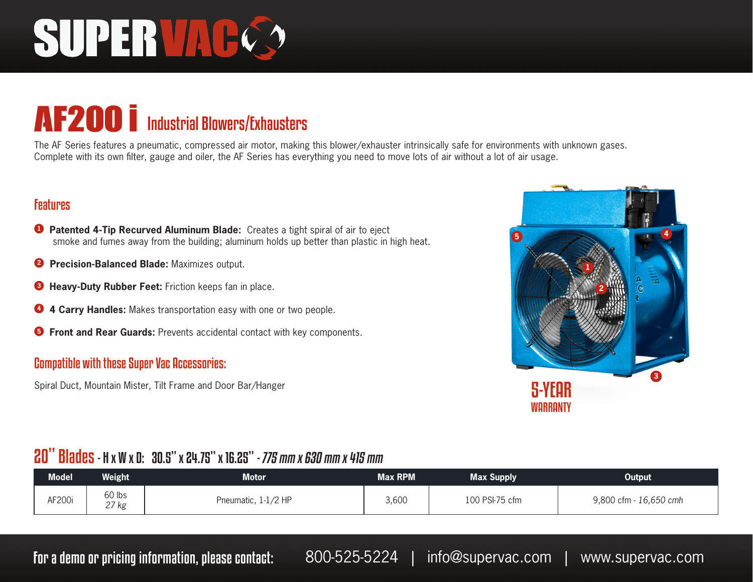# SUPERVAC

# AF200 i Industrial Blowers/Exhausters

The AF Series features a pneumatic, compressed air motor, making this blower/exhauster intrinsically safe for environments with unknown gases. Complete with its own filter, gauge and oiler, the AF Series has everything you need to move lots of air without a lot of air usage.

## Features

1. **Patented 4-Tip Recurved Aluminum Blade:** Creates a tight spiral of air to eject smoke and fumes away from the building; aluminum holds up better than plastic in high heat.
2. **Precision-Balanced Blade:** Maximizes output.
3. **Heavy-Duty Rubber Feet:** Friction keeps fan in place.
4. **4 Carry Handles:** Makes transportation easy with one or two people.
5. **Front and Rear Guards:** Prevents accidental contact with key components.

## Compatible with these Super Vac Accessories:

Spiral Duct, Mountain Mister, Tilt Frame and Door Bar/Hanger

5-YEAR WARRANTY

## 20" Blades - H x W x D: 30.5" x 24.75" x 16.25" - *775 mm x 630 mm x 415 mm*

| Model | Weight | Motor | Max RPM | Max Supply | Output |
|---|---|---|---|---|---|
| AF200i | 60 lbs *27 kg* | Pneumatic, 1-1/2 HP | 3,600 | 100 PSI-75 cfm | 9,800 cfm - *16,650 cmh* |

**For a demo or pricing information, please contact:** 800-525-5224 | info@supervac.com | www.supervac.com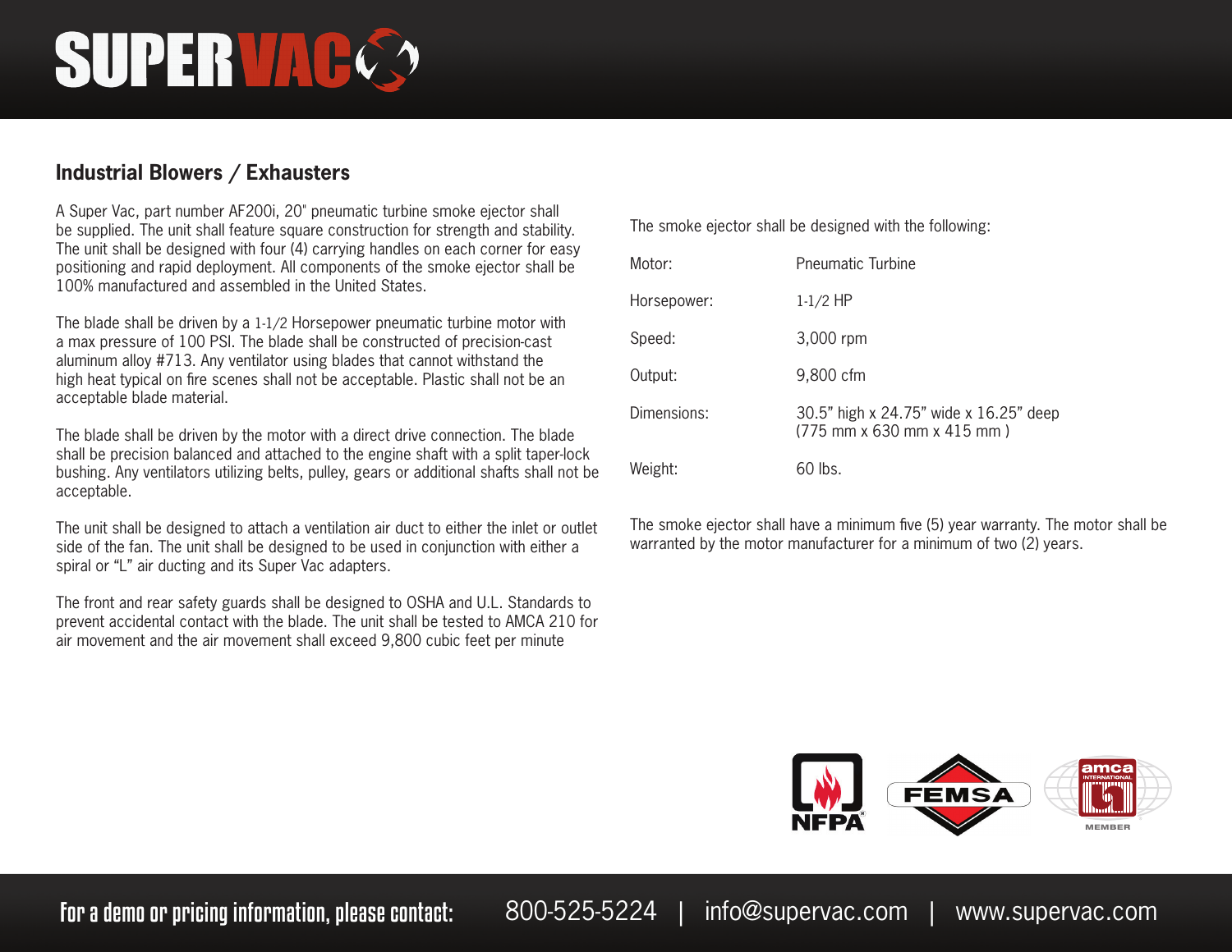# SUPER VAC

## Industrial Blowers / Exhausters

A Super Vac, part number AF200i, 20" pneumatic turbine smoke ejector shall be supplied. The unit shall feature square construction for strength and stability. The unit shall be designed with four (4) carrying handles on each corner for easy positioning and rapid deployment. All components of the smoke ejector shall be 100% manufactured and assembled in the United States.

The blade shall be driven by a 1-1/2 Horsepower pneumatic turbine motor with a max pressure of 100 PSI. The blade shall be constructed of precision-cast aluminum alloy #713. Any ventilator using blades that cannot withstand the high heat typical on fire scenes shall not be acceptable. Plastic shall not be an acceptable blade material.

The blade shall be driven by the motor with a direct drive connection. The blade shall be precision balanced and attached to the engine shaft with a split taper-lock bushing. Any ventilators utilizing belts, pulley, gears or additional shafts shall not be acceptable.

The unit shall be designed to attach a ventilation air duct to either the inlet or outlet side of the fan. The unit shall be designed to be used in conjunction with either a spiral or "L" air ducting and its Super Vac adapters.

The front and rear safety guards shall be designed to OSHA and U.L. Standards to prevent accidental contact with the blade. The unit shall be tested to AMCA 210 for air movement and the air movement shall exceed 9,800 cubic feet per minute

The smoke ejector shall be designed with the following:

| | |
|---|---|
| Motor: | Pneumatic Turbine |
| Horsepower: | 1-1/2 HP |
| Speed: | 3,000 rpm |
| Output: | 9,800 cfm |
| Dimensions: | 30.5" high x 24.75" wide x 16.25" deep (775 mm x 630 mm x 415 mm ) |
| Weight: | 60 lbs. |

The smoke ejector shall have a minimum five (5) year warranty. The motor shall be warranted by the motor manufacturer for a minimum of two (2) years.

NFPA   FEMSA   amca INTERNATIONAL MEMBER

For a demo or pricing information, please contact: 800-525-5224 | info@supervac.com | www.supervac.com